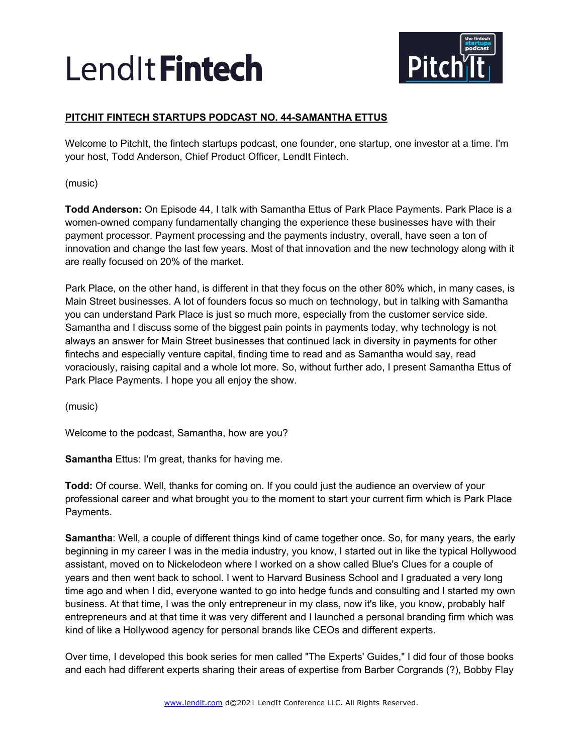**PITCHIT FINTECH STARTUPS PODCAST NO. 44-SAMANTHA ETTUS**

Welcome to PitchIt, the fintech startups podcast, one founder, one startup, one investor at a time. I'm your host, Todd Anderson, Chief Product Officer, LendIt Fintech.

(music)

**Todd Anderson:** On Episode 44, I talk with Samantha Ettus of Park Place Payments. Park Place is a women-owned company fundamentally changing the experience these businesses have with their payment processor. Payment processing and the payments industry, overall, have seen a ton of innovation and change the last few years. Most of that innovation and the new technology along with it are really focused on 20% of the market.

Park Place, on the other hand, is different in that they focus on the other 80% which, in many cases, is Main Street businesses. A lot of founders focus so much on technology, but in talking with Samantha you can understand Park Place is just so much more, especially from the customer service side. Samantha and I discuss some of the biggest pain points in payments today, why technology is not always an answer for Main Street businesses that continued lack in diversity in payments for other fintechs and especially venture capital, finding time to read and as Samantha would say, read voraciously, raising capital and a whole lot more. So, without further ado, I present Samantha Ettus of Park Place Payments. I hope you all enjoy the show.

(music)

Welcome to the podcast, Samantha, how are you?

**Samantha** Ettus: I'm great, thanks for having me.

**Todd:** Of course. Well, thanks for coming on. If you could just the audience an overview of your professional career and what brought you to the moment to start your current firm which is Park Place Payments.

**Samantha**: Well, a couple of different things kind of came together once. So, for many years, the early beginning in my career I was in the media industry, you know, I started out in like the typical Hollywood assistant, moved on to Nickelodeon where I worked on a show called Blue's Clues for a couple of years and then went back to school. I went to Harvard Business School and I graduated a very long time ago and when I did, everyone wanted to go into hedge funds and consulting and I started my own business. At that time, I was the only entrepreneur in my class, now it's like, you know, probably half entrepreneurs and at that time it was very different and I launched a personal branding firm which was kind of like a Hollywood agency for personal brands like CEOs and different experts.

Over time, I developed this book series for men called "The Experts' Guides," I did four of those books and each had different experts sharing their areas of expertise from Barber Corgrands (?), Bobby Flay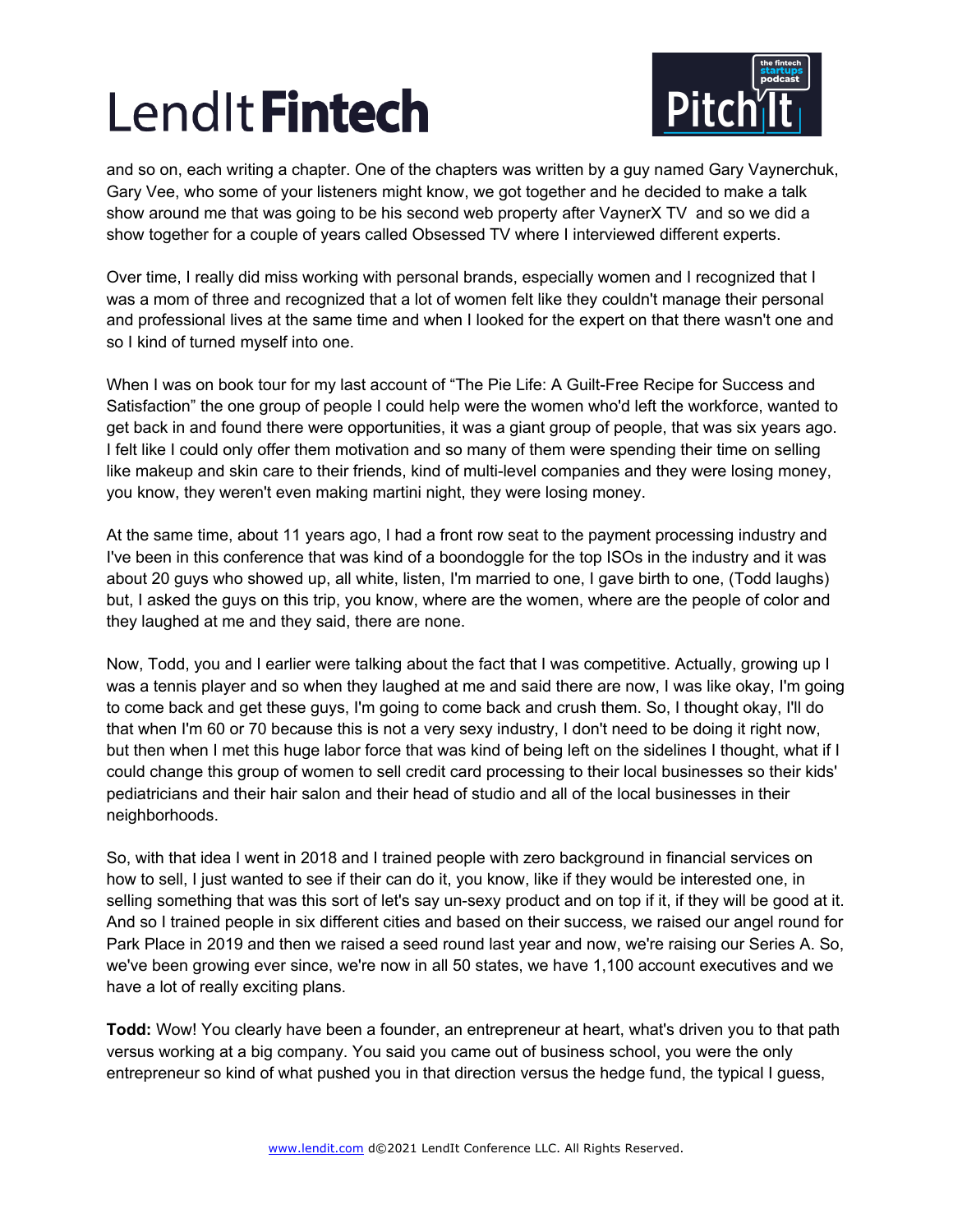and so on, each writing a chapter. One of the chapters was written by a guy named Gary Vaynerchuk, Gary Vee, who some of your listeners might know, we got together and he decided to make a talk show around me that was going to be his second web property after VaynerX TV  and so we did a show together for a couple of years called Obsessed TV where I interviewed different experts.

Over time, I really did miss working with personal brands, especially women and I recognized that I was a mom of three and recognized that a lot of women felt like they couldn't manage their personal and professional lives at the same time and when I looked for the expert on that there wasn't one and so I kind of turned myself into one.

When I was on book tour for my last account of "The Pie Life: A Guilt-Free Recipe for Success and Satisfaction" the one group of people I could help were the women who'd left the workforce, wanted to get back in and found there were opportunities, it was a giant group of people, that was six years ago. I felt like I could only offer them motivation and so many of them were spending their time on selling like makeup and skin care to their friends, kind of multi-level companies and they were losing money, you know, they weren't even making martini night, they were losing money.

At the same time, about 11 years ago, I had a front row seat to the payment processing industry and I've been in this conference that was kind of a boondoggle for the top ISOs in the industry and it was about 20 guys who showed up, all white, listen, I'm married to one, I gave birth to one, (Todd laughs) but, I asked the guys on this trip, you know, where are the women, where are the people of color and they laughed at me and they said, there are none.

Now, Todd, you and I earlier were talking about the fact that I was competitive. Actually, growing up I was a tennis player and so when they laughed at me and said there are now, I was like okay, I'm going to come back and get these guys, I'm going to come back and crush them. So, I thought okay, I'll do that when I'm 60 or 70 because this is not a very sexy industry, I don't need to be doing it right now, but then when I met this huge labor force that was kind of being left on the sidelines I thought, what if I could change this group of women to sell credit card processing to their local businesses so their kids' pediatricians and their hair salon and their head of studio and all of the local businesses in their neighborhoods.

So, with that idea I went in 2018 and I trained people with zero background in financial services on how to sell, I just wanted to see if their can do it, you know, like if they would be interested one, in selling something that was this sort of let's say un-sexy product and on top if it, if they will be good at it. And so I trained people in six different cities and based on their success, we raised our angel round for Park Place in 2019 and then we raised a seed round last year and now, we're raising our Series A. So, we've been growing ever since, we're now in all 50 states, we have 1,100 account executives and we have a lot of really exciting plans.

**Todd:** Wow! You clearly have been a founder, an entrepreneur at heart, what's driven you to that path versus working at a big company. You said you came out of business school, you were the only entrepreneur so kind of what pushed you in that direction versus the hedge fund, the typical I guess,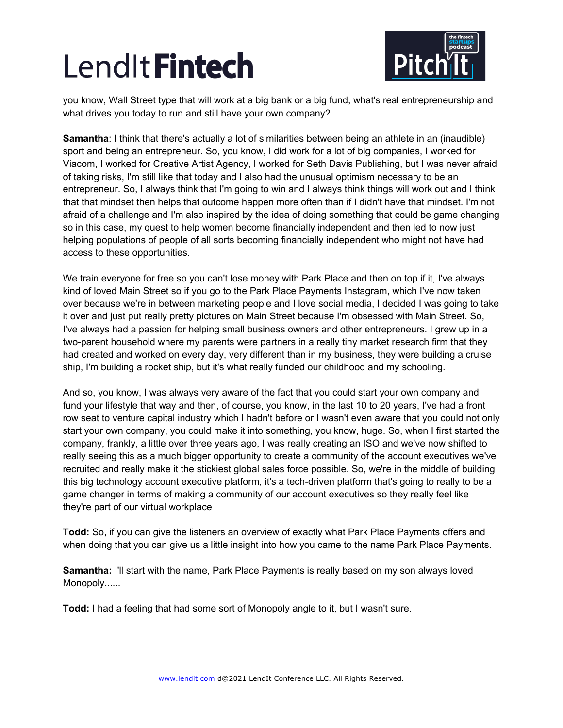you know, Wall Street type that will work at a big bank or a big fund, what's real entrepreneurship and what drives you today to run and still have your own company?

**Samantha**: I think that there's actually a lot of similarities between being an athlete in an (inaudible) sport and being an entrepreneur. So, you know, I did work for a lot of big companies, I worked for Viacom, I worked for Creative Artist Agency, I worked for Seth Davis Publishing, but I was never afraid of taking risks, I'm still like that today and I also had the unusual optimism necessary to be an entrepreneur. So, I always think that I'm going to win and I always think things will work out and I think that that mindset then helps that outcome happen more often than if I didn't have that mindset. I'm not afraid of a challenge and I'm also inspired by the idea of doing something that could be game changing so in this case, my quest to help women become financially independent and then led to now just helping populations of people of all sorts becoming financially independent who might not have had access to these opportunities.

We train everyone for free so you can't lose money with Park Place and then on top if it, I've always kind of loved Main Street so if you go to the Park Place Payments Instagram, which I've now taken over because we're in between marketing people and I love social media, I decided I was going to take it over and just put really pretty pictures on Main Street because I'm obsessed with Main Street. So, I've always had a passion for helping small business owners and other entrepreneurs. I grew up in a two-parent household where my parents were partners in a really tiny market research firm that they had created and worked on every day, very different than in my business, they were building a cruise ship, I'm building a rocket ship, but it's what really funded our childhood and my schooling.

And so, you know, I was always very aware of the fact that you could start your own company and fund your lifestyle that way and then, of course, you know, in the last 10 to 20 years, I've had a front row seat to venture capital industry which I hadn't before or I wasn't even aware that you could not only start your own company, you could make it into something, you know, huge. So, when I first started the company, frankly, a little over three years ago, I was really creating an ISO and we've now shifted to really seeing this as a much bigger opportunity to create a community of the account executives we've recruited and really make it the stickiest global sales force possible. So, we're in the middle of building this big technology account executive platform, it's a tech-driven platform that's going to really to be a game changer in terms of making a community of our account executives so they really feel like they're part of our virtual workplace

**Todd:** So, if you can give the listeners an overview of exactly what Park Place Payments offers and when doing that you can give us a little insight into how you came to the name Park Place Payments.

**Samantha:** I'll start with the name, Park Place Payments is really based on my son always loved Monopoly......

**Todd:** I had a feeling that had some sort of Monopoly angle to it, but I wasn't sure.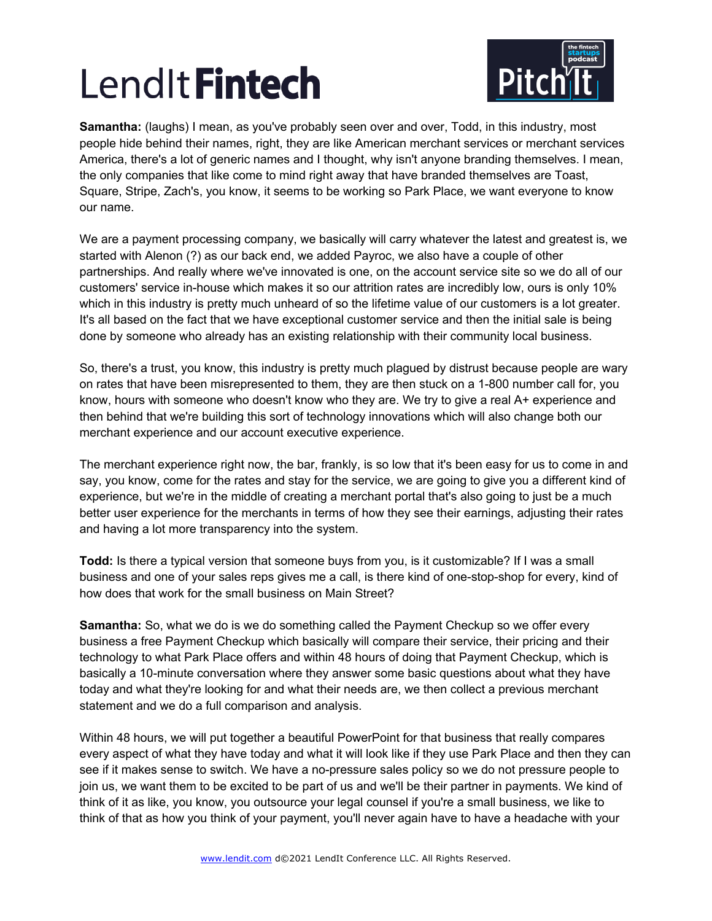**Samantha:** (laughs) I mean, as you've probably seen over and over, Todd, in this industry, most people hide behind their names, right, they are like American merchant services or merchant services America, there's a lot of generic names and I thought, why isn't anyone branding themselves. I mean, the only companies that like come to mind right away that have branded themselves are Toast, Square, Stripe, Zach's, you know, it seems to be working so Park Place, we want everyone to know our name.

We are a payment processing company, we basically will carry whatever the latest and greatest is, we started with Alenon (?) as our back end, we added Payroc, we also have a couple of other partnerships. And really where we've innovated is one, on the account service site so we do all of our customers' service in-house which makes it so our attrition rates are incredibly low, ours is only 10% which in this industry is pretty much unheard of so the lifetime value of our customers is a lot greater. It's all based on the fact that we have exceptional customer service and then the initial sale is being done by someone who already has an existing relationship with their community local business.

So, there's a trust, you know, this industry is pretty much plagued by distrust because people are wary on rates that have been misrepresented to them, they are then stuck on a 1-800 number call for, you know, hours with someone who doesn't know who they are. We try to give a real A+ experience and then behind that we're building this sort of technology innovations which will also change both our merchant experience and our account executive experience.

The merchant experience right now, the bar, frankly, is so low that it's been easy for us to come in and say, you know, come for the rates and stay for the service, we are going to give you a different kind of experience, but we're in the middle of creating a merchant portal that's also going to just be a much better user experience for the merchants in terms of how they see their earnings, adjusting their rates and having a lot more transparency into the system.

**Todd:** Is there a typical version that someone buys from you, is it customizable? If I was a small business and one of your sales reps gives me a call, is there kind of one-stop-shop for every, kind of how does that work for the small business on Main Street?

**Samantha:** So, what we do is we do something called the Payment Checkup so we offer every business a free Payment Checkup which basically will compare their service, their pricing and their technology to what Park Place offers and within 48 hours of doing that Payment Checkup, which is basically a 10-minute conversation where they answer some basic questions about what they have today and what they're looking for and what their needs are, we then collect a previous merchant statement and we do a full comparison and analysis.

Within 48 hours, we will put together a beautiful PowerPoint for that business that really compares every aspect of what they have today and what it will look like if they use Park Place and then they can see if it makes sense to switch. We have a no-pressure sales policy so we do not pressure people to join us, we want them to be excited to be part of us and we'll be their partner in payments. We kind of think of it as like, you know, you outsource your legal counsel if you're a small business, we like to think of that as how you think of your payment, you'll never again have to have a headache with your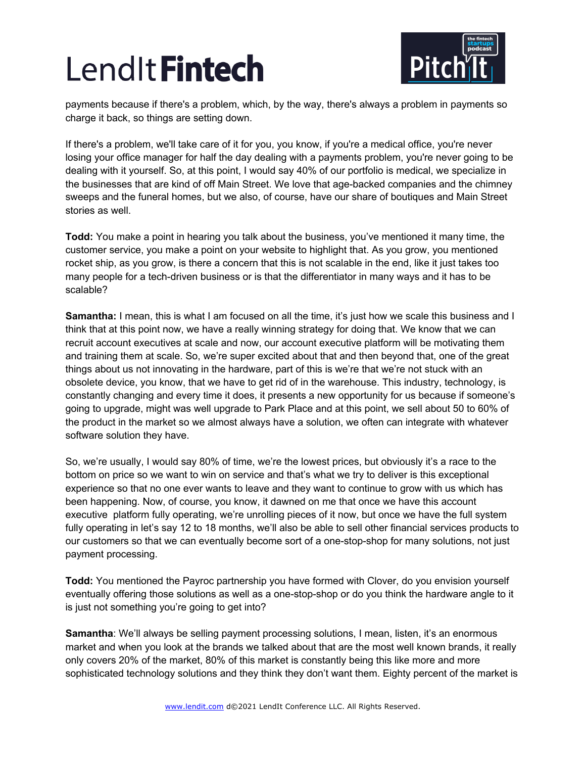payments because if there's a problem, which, by the way, there's always a problem in payments so charge it back, so things are setting down.

If there's a problem, we'll take care of it for you, you know, if you're a medical office, you're never losing your office manager for half the day dealing with a payments problem, you're never going to be dealing with it yourself. So, at this point, I would say 40% of our portfolio is medical, we specialize in the businesses that are kind of off Main Street. We love that age-backed companies and the chimney sweeps and the funeral homes, but we also, of course, have our share of boutiques and Main Street stories as well.

**Todd:** You make a point in hearing you talk about the business, you've mentioned it many time, the customer service, you make a point on your website to highlight that. As you grow, you mentioned rocket ship, as you grow, is there a concern that this is not scalable in the end, like it just takes too many people for a tech-driven business or is that the differentiator in many ways and it has to be scalable?

**Samantha:** I mean, this is what I am focused on all the time, it's just how we scale this business and I think that at this point now, we have a really winning strategy for doing that. We know that we can recruit account executives at scale and now, our account executive platform will be motivating them and training them at scale. So, we're super excited about that and then beyond that, one of the great things about us not innovating in the hardware, part of this is we're that we're not stuck with an obsolete device, you know, that we have to get rid of in the warehouse. This industry, technology, is constantly changing and every time it does, it presents a new opportunity for us because if someone's going to upgrade, might was well upgrade to Park Place and at this point, we sell about 50 to 60% of the product in the market so we almost always have a solution, we often can integrate with whatever software solution they have.

So, we're usually, I would say 80% of time, we're the lowest prices, but obviously it's a race to the bottom on price so we want to win on service and that's what we try to deliver is this exceptional experience so that no one ever wants to leave and they want to continue to grow with us which has been happening. Now, of course, you know, it dawned on me that once we have this account executive platform fully operating, we're unrolling pieces of it now, but once we have the full system fully operating in let's say 12 to 18 months, we'll also be able to sell other financial services products to our customers so that we can eventually become sort of a one-stop-shop for many solutions, not just payment processing.

**Todd:** You mentioned the Payroc partnership you have formed with Clover, do you envision yourself eventually offering those solutions as well as a one-stop-shop or do you think the hardware angle to it is just not something you're going to get into?

**Samantha**: We'll always be selling payment processing solutions, I mean, listen, it's an enormous market and when you look at the brands we talked about that are the most well known brands, it really only covers 20% of the market, 80% of this market is constantly being this like more and more sophisticated technology solutions and they think they don't want them. Eighty percent of the market is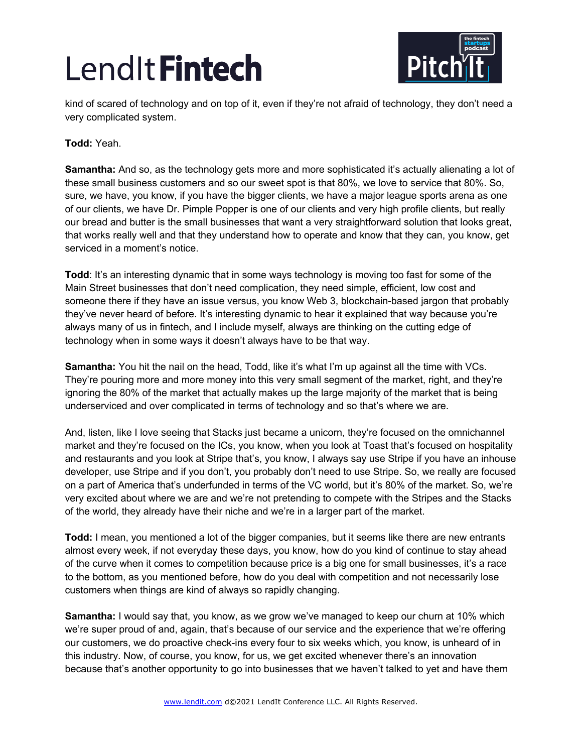kind of scared of technology and on top of it, even if they're not afraid of technology, they don't need a very complicated system.

**Todd:** Yeah.

**Samantha:** And so, as the technology gets more and more sophisticated it's actually alienating a lot of these small business customers and so our sweet spot is that 80%, we love to service that 80%. So, sure, we have, you know, if you have the bigger clients, we have a major league sports arena as one of our clients, we have Dr. Pimple Popper is one of our clients and very high profile clients, but really our bread and butter is the small businesses that want a very straightforward solution that looks great, that works really well and that they understand how to operate and know that they can, you know, get serviced in a moment's notice.

**Todd**: It's an interesting dynamic that in some ways technology is moving too fast for some of the Main Street businesses that don't need complication, they need simple, efficient, low cost and someone there if they have an issue versus, you know Web 3, blockchain-based jargon that probably they've never heard of before. It's interesting dynamic to hear it explained that way because you're always many of us in fintech, and I include myself, always are thinking on the cutting edge of technology when in some ways it doesn't always have to be that way.

**Samantha:** You hit the nail on the head, Todd, like it's what I'm up against all the time with VCs. They're pouring more and more money into this very small segment of the market, right, and they're ignoring the 80% of the market that actually makes up the large majority of the market that is being underserviced and over complicated in terms of technology and so that's where we are.

And, listen, like I love seeing that Stacks just became a unicorn, they're focused on the omnichannel market and they're focused on the ICs, you know, when you look at Toast that's focused on hospitality and restaurants and you look at Stripe that's, you know, I always say use Stripe if you have an inhouse developer, use Stripe and if you don't, you probably don't need to use Stripe. So, we really are focused on a part of America that's underfunded in terms of the VC world, but it's 80% of the market. So, we're very excited about where we are and we're not pretending to compete with the Stripes and the Stacks of the world, they already have their niche and we're in a larger part of the market.

**Todd:** I mean, you mentioned a lot of the bigger companies, but it seems like there are new entrants almost every week, if not everyday these days, you know, how do you kind of continue to stay ahead of the curve when it comes to competition because price is a big one for small businesses, it's a race to the bottom, as you mentioned before, how do you deal with competition and not necessarily lose customers when things are kind of always so rapidly changing.

**Samantha:** I would say that, you know, as we grow we've managed to keep our churn at 10% which we're super proud of and, again, that's because of our service and the experience that we're offering our customers, we do proactive check-ins every four to six weeks which, you know, is unheard of in this industry. Now, of course, you know, for us, we get excited whenever there's an innovation because that's another opportunity to go into businesses that we haven't talked to yet and have them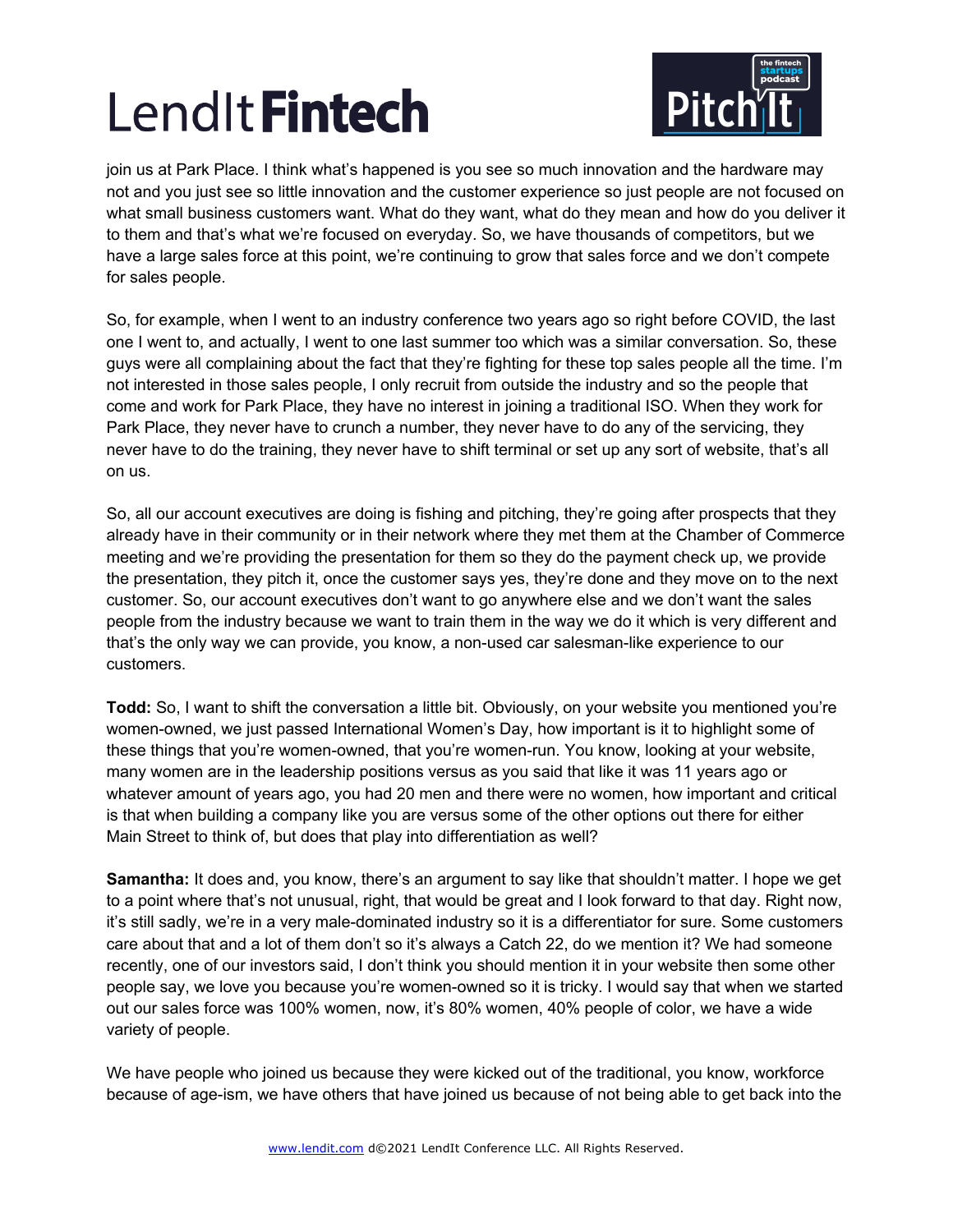join us at Park Place. I think what's happened is you see so much innovation and the hardware may not and you just see so little innovation and the customer experience so just people are not focused on what small business customers want. What do they want, what do they mean and how do you deliver it to them and that's what we're focused on everyday. So, we have thousands of competitors, but we have a large sales force at this point, we're continuing to grow that sales force and we don't compete for sales people.

So, for example, when I went to an industry conference two years ago so right before COVID, the last one I went to, and actually, I went to one last summer too which was a similar conversation. So, these guys were all complaining about the fact that they're fighting for these top sales people all the time. I'm not interested in those sales people, I only recruit from outside the industry and so the people that come and work for Park Place, they have no interest in joining a traditional ISO. When they work for Park Place, they never have to crunch a number, they never have to do any of the servicing, they never have to do the training, they never have to shift terminal or set up any sort of website, that's all on us.

So, all our account executives are doing is fishing and pitching, they're going after prospects that they already have in their community or in their network where they met them at the Chamber of Commerce meeting and we're providing the presentation for them so they do the payment check up, we provide the presentation, they pitch it, once the customer says yes, they're done and they move on to the next customer. So, our account executives don't want to go anywhere else and we don't want the sales people from the industry because we want to train them in the way we do it which is very different and that's the only way we can provide, you know, a non-used car salesman-like experience to our customers.

**Todd:** So, I want to shift the conversation a little bit. Obviously, on your website you mentioned you're women-owned, we just passed International Women's Day, how important is it to highlight some of these things that you're women-owned, that you're women-run. You know, looking at your website, many women are in the leadership positions versus as you said that like it was 11 years ago or whatever amount of years ago, you had 20 men and there were no women, how important and critical is that when building a company like you are versus some of the other options out there for either Main Street to think of, but does that play into differentiation as well?

**Samantha:** It does and, you know, there's an argument to say like that shouldn't matter. I hope we get to a point where that's not unusual, right, that would be great and I look forward to that day. Right now, it's still sadly, we're in a very male-dominated industry so it is a differentiator for sure. Some customers care about that and a lot of them don't so it's always a Catch 22, do we mention it? We had someone recently, one of our investors said, I don't think you should mention it in your website then some other people say, we love you because you're women-owned so it is tricky. I would say that when we started out our sales force was 100% women, now, it's 80% women, 40% people of color, we have a wide variety of people.

We have people who joined us because they were kicked out of the traditional, you know, workforce because of age-ism, we have others that have joined us because of not being able to get back into the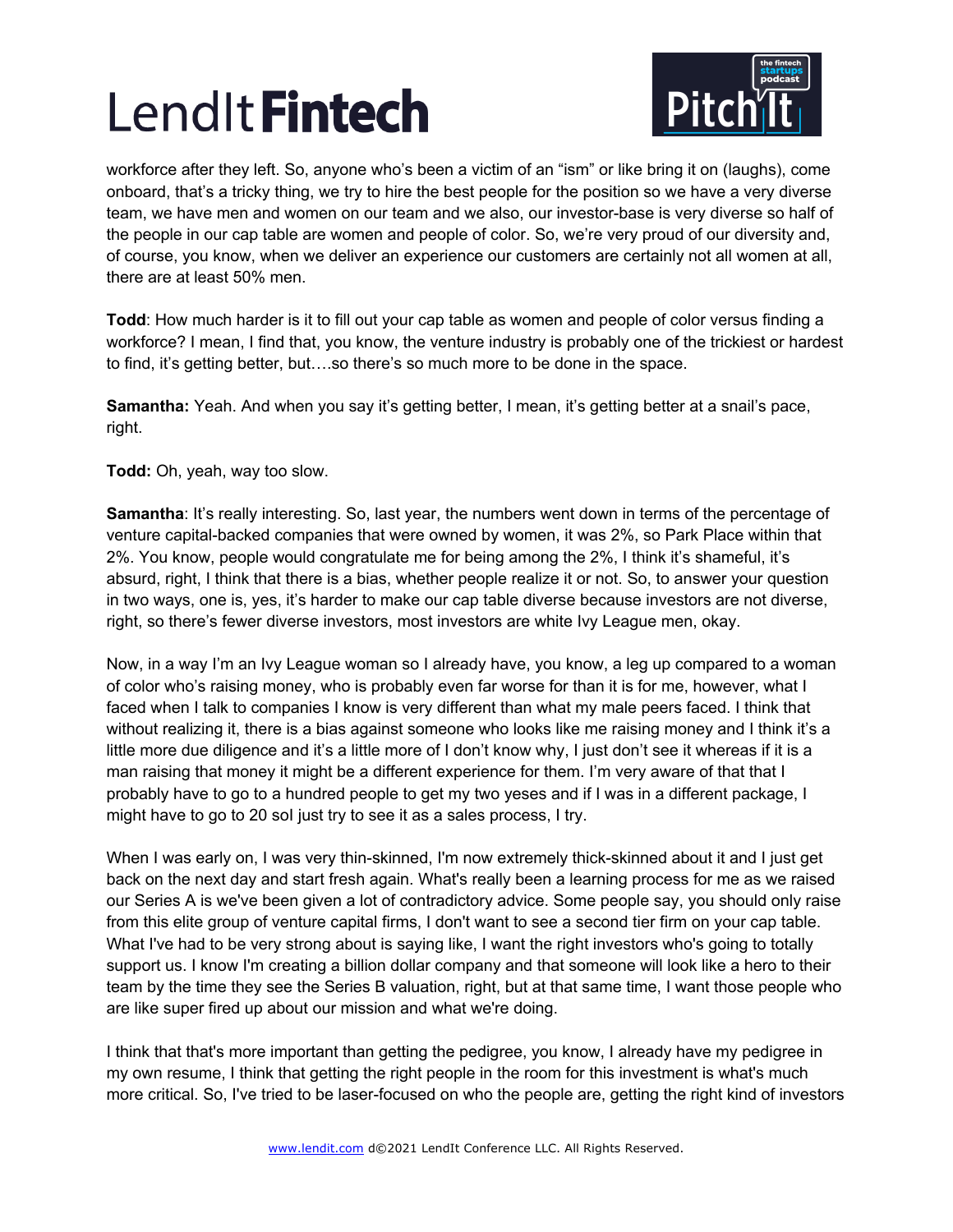workforce after they left. So, anyone who's been a victim of an "ism" or like bring it on (laughs), come onboard, that's a tricky thing, we try to hire the best people for the position so we have a very diverse team, we have men and women on our team and we also, our investor-base is very diverse so half of the people in our cap table are women and people of color. So, we're very proud of our diversity and, of course, you know, when we deliver an experience our customers are certainly not all women at all, there are at least 50% men.

**Todd**: How much harder is it to fill out your cap table as women and people of color versus finding a workforce? I mean, I find that, you know, the venture industry is probably one of the trickiest or hardest to find, it's getting better, but….so there's so much more to be done in the space.

**Samantha:** Yeah. And when you say it's getting better, I mean, it's getting better at a snail's pace, right.

**Todd:** Oh, yeah, way too slow.

**Samantha**: It's really interesting. So, last year, the numbers went down in terms of the percentage of venture capital-backed companies that were owned by women, it was 2%, so Park Place within that 2%. You know, people would congratulate me for being among the 2%, I think it's shameful, it's absurd, right, I think that there is a bias, whether people realize it or not. So, to answer your question in two ways, one is, yes, it's harder to make our cap table diverse because investors are not diverse, right, so there's fewer diverse investors, most investors are white Ivy League men, okay.

Now, in a way I'm an Ivy League woman so I already have, you know, a leg up compared to a woman of color who's raising money, who is probably even far worse for than it is for me, however, what I faced when I talk to companies I know is very different than what my male peers faced. I think that without realizing it, there is a bias against someone who looks like me raising money and I think it's a little more due diligence and it's a little more of I don't know why, I just don't see it whereas if it is a man raising that money it might be a different experience for them. I'm very aware of that that I probably have to go to a hundred people to get my two yeses and if I was in a different package, I might have to go to 20 soI just try to see it as a sales process, I try.

When I was early on, I was very thin-skinned, I'm now extremely thick-skinned about it and I just get back on the next day and start fresh again. What's really been a learning process for me as we raised our Series A is we've been given a lot of contradictory advice. Some people say, you should only raise from this elite group of venture capital firms, I don't want to see a second tier firm on your cap table. What I've had to be very strong about is saying like, I want the right investors who's going to totally support us. I know I'm creating a billion dollar company and that someone will look like a hero to their team by the time they see the Series B valuation, right, but at that same time, I want those people who are like super fired up about our mission and what we're doing.

I think that that's more important than getting the pedigree, you know, I already have my pedigree in my own resume, I think that getting the right people in the room for this investment is what's much more critical. So, I've tried to be laser-focused on who the people are, getting the right kind of investors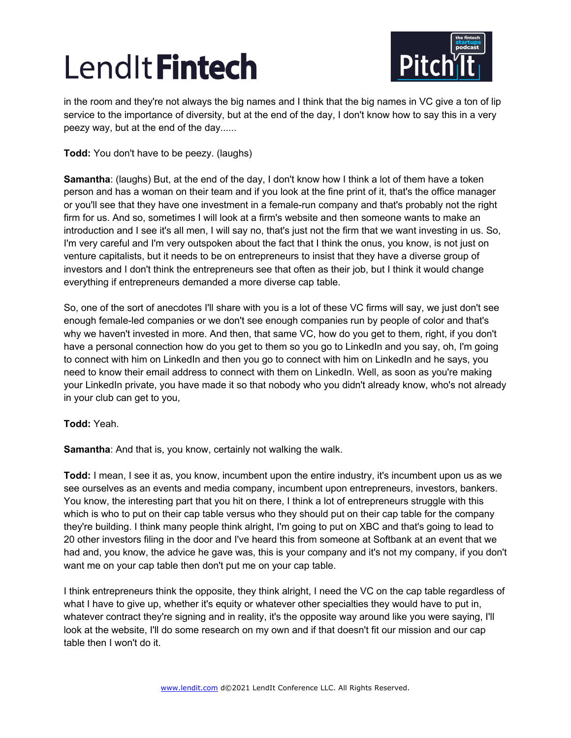in the room and they're not always the big names and I think that the big names in VC give a ton of lip service to the importance of diversity, but at the end of the day, I don't know how to say this in a very peezy way, but at the end of the day......

**Todd:** You don't have to be peezy. (laughs)

**Samantha**: (laughs) But, at the end of the day, I don't know how I think a lot of them have a token person and has a woman on their team and if you look at the fine print of it, that's the office manager or you'll see that they have one investment in a female-run company and that's probably not the right firm for us. And so, sometimes I will look at a firm's website and then someone wants to make an introduction and I see it's all men, I will say no, that's just not the firm that we want investing in us. So, I'm very careful and I'm very outspoken about the fact that I think the onus, you know, is not just on venture capitalists, but it needs to be on entrepreneurs to insist that they have a diverse group of investors and I don't think the entrepreneurs see that often as their job, but I think it would change everything if entrepreneurs demanded a more diverse cap table.

So, one of the sort of anecdotes I'll share with you is a lot of these VC firms will say, we just don't see enough female-led companies or we don't see enough companies run by people of color and that's why we haven't invested in more. And then, that same VC, how do you get to them, right, if you don't have a personal connection how do you get to them so you go to LinkedIn and you say, oh, I'm going to connect with him on LinkedIn and then you go to connect with him on LinkedIn and he says, you need to know their email address to connect with them on LinkedIn. Well, as soon as you're making your LinkedIn private, you have made it so that nobody who you didn't already know, who's not already in your club can get to you,

**Todd:** Yeah.

**Samantha**: And that is, you know, certainly not walking the walk.

**Todd:** I mean, I see it as, you know, incumbent upon the entire industry, it's incumbent upon us as we see ourselves as an events and media company, incumbent upon entrepreneurs, investors, bankers. You know, the interesting part that you hit on there, I think a lot of entrepreneurs struggle with this which is who to put on their cap table versus who they should put on their cap table for the company they're building. I think many people think alright, I'm going to put on XBC and that's going to lead to 20 other investors filing in the door and I've heard this from someone at Softbank at an event that we had and, you know, the advice he gave was, this is your company and it's not my company, if you don't want me on your cap table then don't put me on your cap table.

I think entrepreneurs think the opposite, they think alright, I need the VC on the cap table regardless of what I have to give up, whether it's equity or whatever other specialties they would have to put in, whatever contract they're signing and in reality, it's the opposite way around like you were saying, I'll look at the website, I'll do some research on my own and if that doesn't fit our mission and our cap table then I won't do it.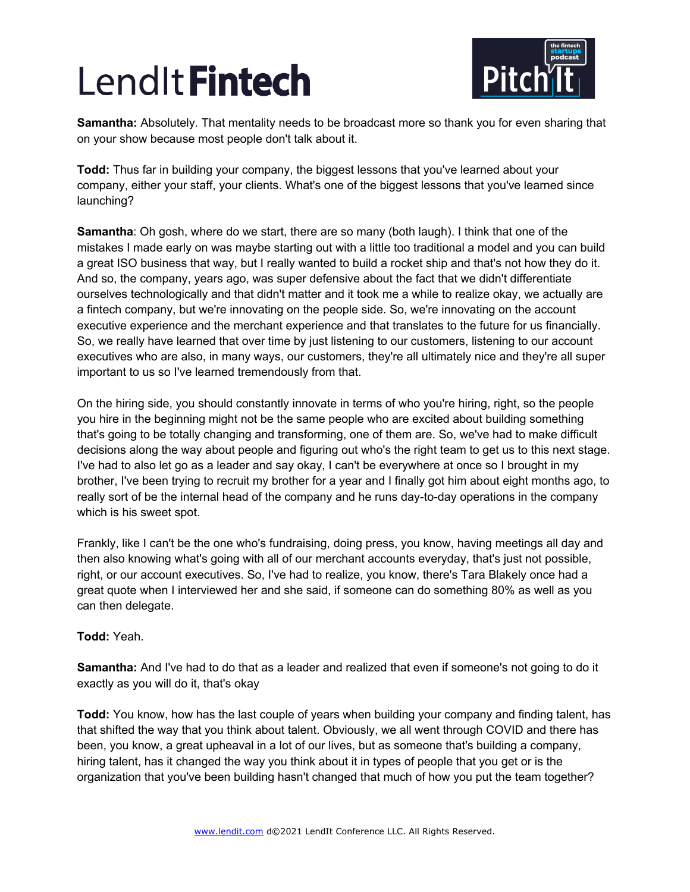**Samantha:** Absolutely. That mentality needs to be broadcast more so thank you for even sharing that on your show because most people don't talk about it.

**Todd:** Thus far in building your company, the biggest lessons that you've learned about your company, either your staff, your clients. What's one of the biggest lessons that you've learned since launching?

**Samantha**: Oh gosh, where do we start, there are so many (both laugh). I think that one of the mistakes I made early on was maybe starting out with a little too traditional a model and you can build a great ISO business that way, but I really wanted to build a rocket ship and that's not how they do it. And so, the company, years ago, was super defensive about the fact that we didn't differentiate ourselves technologically and that didn't matter and it took me a while to realize okay, we actually are a fintech company, but we're innovating on the people side. So, we're innovating on the account executive experience and the merchant experience and that translates to the future for us financially. So, we really have learned that over time by just listening to our customers, listening to our account executives who are also, in many ways, our customers, they're all ultimately nice and they're all super important to us so I've learned tremendously from that.

On the hiring side, you should constantly innovate in terms of who you're hiring, right, so the people you hire in the beginning might not be the same people who are excited about building something that's going to be totally changing and transforming, one of them are. So, we've had to make difficult decisions along the way about people and figuring out who's the right team to get us to this next stage. I've had to also let go as a leader and say okay, I can't be everywhere at once so I brought in my brother, I've been trying to recruit my brother for a year and I finally got him about eight months ago, to really sort of be the internal head of the company and he runs day-to-day operations in the company which is his sweet spot.

Frankly, like I can't be the one who's fundraising, doing press, you know, having meetings all day and then also knowing what's going with all of our merchant accounts everyday, that's just not possible, right, or our account executives. So, I've had to realize, you know, there's Tara Blakely once had a great quote when I interviewed her and she said, if someone can do something 80% as well as you can then delegate.

**Todd:** Yeah.

**Samantha:** And I've had to do that as a leader and realized that even if someone's not going to do it exactly as you will do it, that's okay

**Todd:** You know, how has the last couple of years when building your company and finding talent, has that shifted the way that you think about talent. Obviously, we all went through COVID and there has been, you know, a great upheaval in a lot of our lives, but as someone that's building a company, hiring talent, has it changed the way you think about it in types of people that you get or is the organization that you've been building hasn't changed that much of how you put the team together?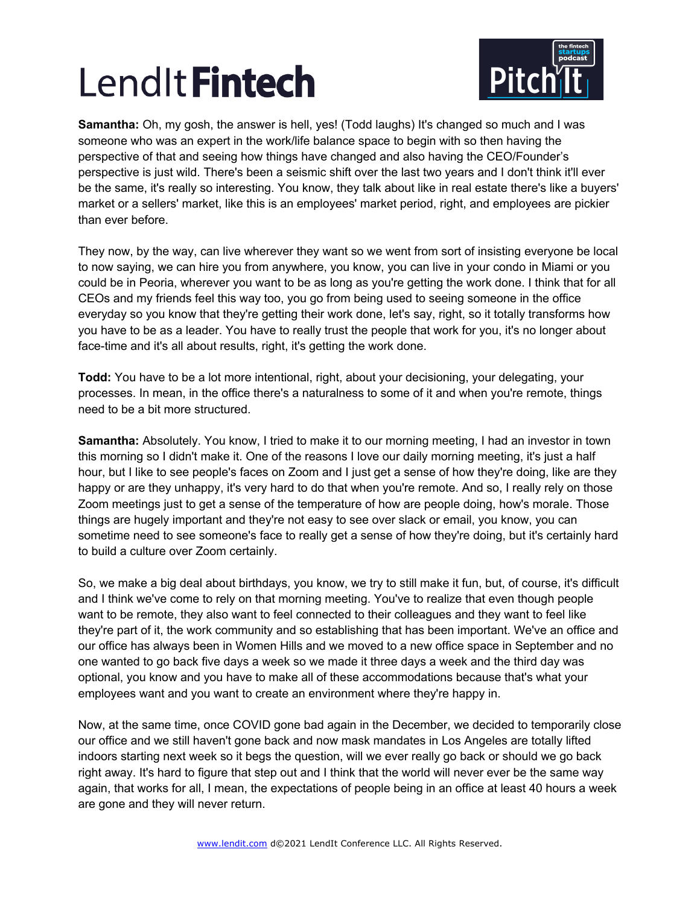**Samantha:** Oh, my gosh, the answer is hell, yes! (Todd laughs) It's changed so much and I was someone who was an expert in the work/life balance space to begin with so then having the perspective of that and seeing how things have changed and also having the CEO/Founder's perspective is just wild. There's been a seismic shift over the last two years and I don't think it'll ever be the same, it's really so interesting. You know, they talk about like in real estate there's like a buyers' market or a sellers' market, like this is an employees' market period, right, and employees are pickier than ever before.

They now, by the way, can live wherever they want so we went from sort of insisting everyone be local to now saying, we can hire you from anywhere, you know, you can live in your condo in Miami or you could be in Peoria, wherever you want to be as long as you're getting the work done. I think that for all CEOs and my friends feel this way too, you go from being used to seeing someone in the office everyday so you know that they're getting their work done, let's say, right, so it totally transforms how you have to be as a leader. You have to really trust the people that work for you, it's no longer about face-time and it's all about results, right, it's getting the work done.

**Todd:** You have to be a lot more intentional, right, about your decisioning, your delegating, your processes. In mean, in the office there's a naturalness to some of it and when you're remote, things need to be a bit more structured.

**Samantha:** Absolutely. You know, I tried to make it to our morning meeting, I had an investor in town this morning so I didn't make it. One of the reasons I love our daily morning meeting, it's just a half hour, but I like to see people's faces on Zoom and I just get a sense of how they're doing, like are they happy or are they unhappy, it's very hard to do that when you're remote. And so, I really rely on those Zoom meetings just to get a sense of the temperature of how are people doing, how's morale. Those things are hugely important and they're not easy to see over slack or email, you know, you can sometime need to see someone's face to really get a sense of how they're doing, but it's certainly hard to build a culture over Zoom certainly.

So, we make a big deal about birthdays, you know, we try to still make it fun, but, of course, it's difficult and I think we've come to rely on that morning meeting. You've to realize that even though people want to be remote, they also want to feel connected to their colleagues and they want to feel like they're part of it, the work community and so establishing that has been important. We've an office and our office has always been in Women Hills and we moved to a new office space in September and no one wanted to go back five days a week so we made it three days a week and the third day was optional, you know and you have to make all of these accommodations because that's what your employees want and you want to create an environment where they're happy in.

Now, at the same time, once COVID gone bad again in the December, we decided to temporarily close our office and we still haven't gone back and now mask mandates in Los Angeles are totally lifted indoors starting next week so it begs the question, will we ever really go back or should we go back right away. It's hard to figure that step out and I think that the world will never ever be the same way again, that works for all, I mean, the expectations of people being in an office at least 40 hours a week are gone and they will never return.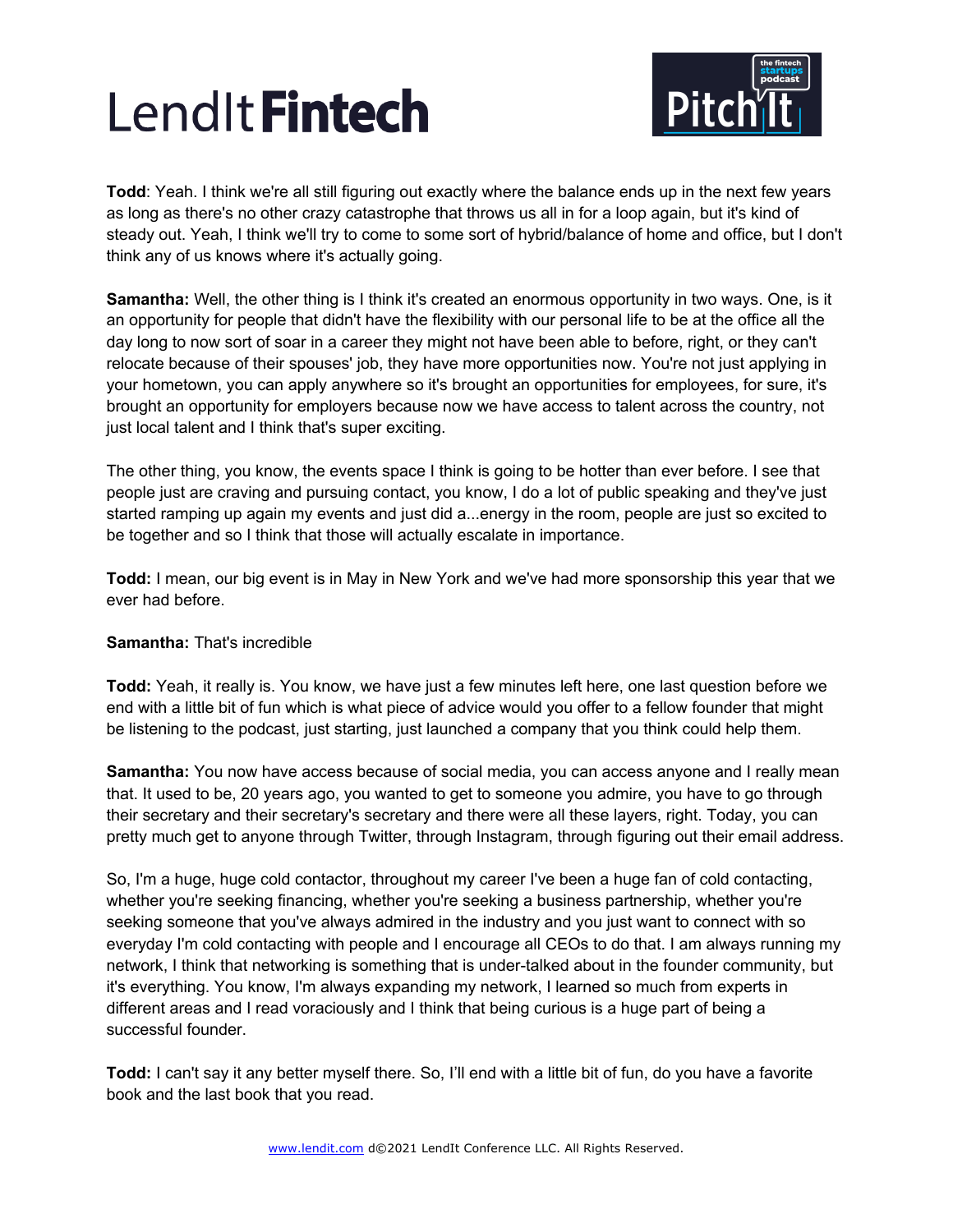**Todd**: Yeah. I think we're all still figuring out exactly where the balance ends up in the next few years as long as there's no other crazy catastrophe that throws us all in for a loop again, but it's kind of steady out. Yeah, I think we'll try to come to some sort of hybrid/balance of home and office, but I don't think any of us knows where it's actually going.

**Samantha:** Well, the other thing is I think it's created an enormous opportunity in two ways. One, is it an opportunity for people that didn't have the flexibility with our personal life to be at the office all the day long to now sort of soar in a career they might not have been able to before, right, or they can't relocate because of their spouses' job, they have more opportunities now. You're not just applying in your hometown, you can apply anywhere so it's brought an opportunities for employees, for sure, it's brought an opportunity for employers because now we have access to talent across the country, not just local talent and I think that's super exciting.

The other thing, you know, the events space I think is going to be hotter than ever before. I see that people just are craving and pursuing contact, you know, I do a lot of public speaking and they've just started ramping up again my events and just did a...energy in the room, people are just so excited to be together and so I think that those will actually escalate in importance.

**Todd:** I mean, our big event is in May in New York and we've had more sponsorship this year that we ever had before.

**Samantha:** That's incredible

**Todd:** Yeah, it really is. You know, we have just a few minutes left here, one last question before we end with a little bit of fun which is what piece of advice would you offer to a fellow founder that might be listening to the podcast, just starting, just launched a company that you think could help them.

**Samantha:** You now have access because of social media, you can access anyone and I really mean that. It used to be, 20 years ago, you wanted to get to someone you admire, you have to go through their secretary and their secretary's secretary and there were all these layers, right. Today, you can pretty much get to anyone through Twitter, through Instagram, through figuring out their email address.

So, I'm a huge, huge cold contactor, throughout my career I've been a huge fan of cold contacting, whether you're seeking financing, whether you're seeking a business partnership, whether you're seeking someone that you've always admired in the industry and you just want to connect with so everyday I'm cold contacting with people and I encourage all CEOs to do that. I am always running my network, I think that networking is something that is under-talked about in the founder community, but it's everything. You know, I'm always expanding my network, I learned so much from experts in different areas and I read voraciously and I think that being curious is a huge part of being a successful founder.

**Todd:** I can't say it any better myself there. So, I'll end with a little bit of fun, do you have a favorite book and the last book that you read.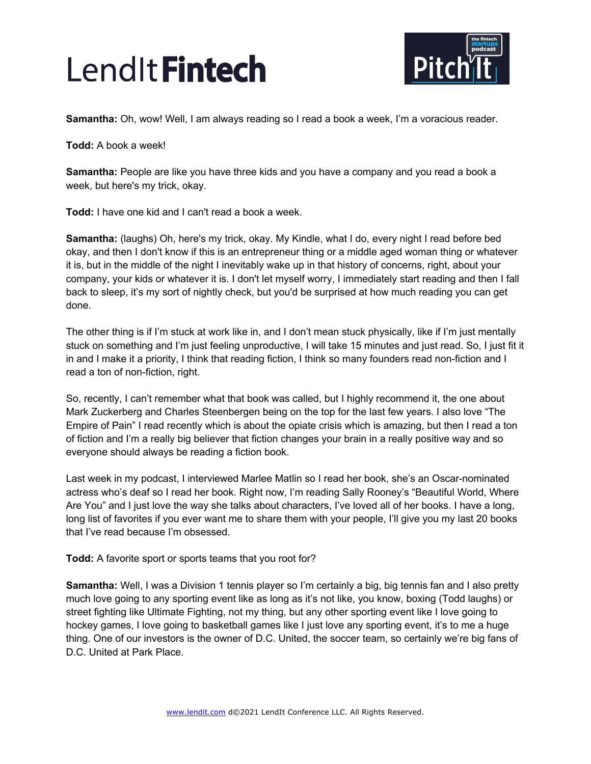**Samantha:** Oh, wow! Well, I am always reading so I read a book a week, I'm a voracious reader.

**Todd:** A book a week!

**Samantha:** People are like you have three kids and you have a company and you read a book a week, but here's my trick, okay.

**Todd:** I have one kid and I can't read a book a week.

**Samantha:** (laughs) Oh, here's my trick, okay. My Kindle, what I do, every night I read before bed okay, and then I don't know if this is an entrepreneur thing or a middle aged woman thing or whatever it is, but in the middle of the night I inevitably wake up in that history of concerns, right, about your company, your kids or whatever it is. I don't let myself worry, I immediately start reading and then I fall back to sleep, it's my sort of nightly check, but you'd be surprised at how much reading you can get done.

The other thing is if I'm stuck at work like in, and I don't mean stuck physically, like if I'm just mentally stuck on something and I'm just feeling unproductive, I will take 15 minutes and just read. So, I just fit it in and I make it a priority, I think that reading fiction, I think so many founders read non-fiction and I read a ton of non-fiction, right.

So, recently, I can't remember what that book was called, but I highly recommend it, the one about Mark Zuckerberg and Charles Steenbergen being on the top for the last few years. I also love "The Empire of Pain" I read recently which is about the opiate crisis which is amazing, but then I read a ton of fiction and I'm a really big believer that fiction changes your brain in a really positive way and so everyone should always be reading a fiction book.

Last week in my podcast, I interviewed Marlee Matlin so I read her book, she's an Oscar-nominated actress who's deaf so I read her book. Right now, I'm reading Sally Rooney's "Beautiful World, Where Are You" and I just love the way she talks about characters, I've loved all of her books. I have a long, long list of favorites if you ever want me to share them with your people, I'll give you my last 20 books that I've read because I'm obsessed.

**Todd:** A favorite sport or sports teams that you root for?

**Samantha:** Well, I was a Division 1 tennis player so I'm certainly a big, big tennis fan and I also pretty much love going to any sporting event like as long as it's not like, you know, boxing (Todd laughs) or street fighting like Ultimate Fighting, not my thing, but any other sporting event like I love going to hockey games, I love going to basketball games like I just love any sporting event, it's to me a huge thing. One of our investors is the owner of D.C. United, the soccer team, so certainly we're big fans of D.C. United at Park Place.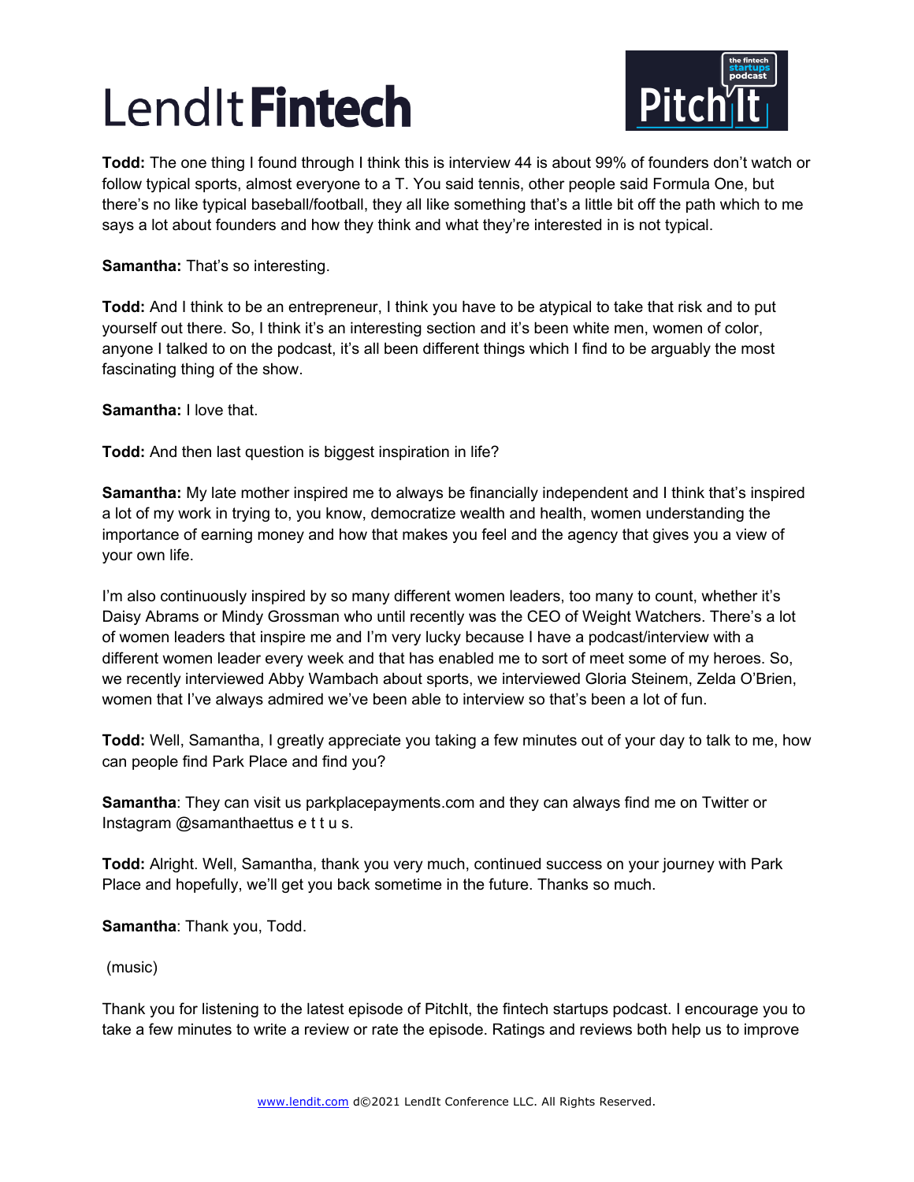**Todd:** The one thing I found through I think this is interview 44 is about 99% of founders don't watch or follow typical sports, almost everyone to a T. You said tennis, other people said Formula One, but there's no like typical baseball/football, they all like something that's a little bit off the path which to me says a lot about founders and how they think and what they're interested in is not typical.

**Samantha:** That's so interesting.

**Todd:** And I think to be an entrepreneur, I think you have to be atypical to take that risk and to put yourself out there. So, I think it's an interesting section and it's been white men, women of color, anyone I talked to on the podcast, it's all been different things which I find to be arguably the most fascinating thing of the show.

**Samantha:** I love that.

**Todd:** And then last question is biggest inspiration in life?

**Samantha:** My late mother inspired me to always be financially independent and I think that's inspired a lot of my work in trying to, you know, democratize wealth and health, women understanding the importance of earning money and how that makes you feel and the agency that gives you a view of your own life.

I'm also continuously inspired by so many different women leaders, too many to count, whether it's Daisy Abrams or Mindy Grossman who until recently was the CEO of Weight Watchers. There's a lot of women leaders that inspire me and I'm very lucky because I have a podcast/interview with a different women leader every week and that has enabled me to sort of meet some of my heroes. So, we recently interviewed Abby Wambach about sports, we interviewed Gloria Steinem, Zelda O'Brien, women that I've always admired we've been able to interview so that's been a lot of fun.

**Todd:** Well, Samantha, I greatly appreciate you taking a few minutes out of your day to talk to me, how can people find Park Place and find you?

**Samantha**: They can visit us parkplacepayments.com and they can always find me on Twitter or Instagram @samanthaettus e t t u s.

**Todd:** Alright. Well, Samantha, thank you very much, continued success on your journey with Park Place and hopefully, we'll get you back sometime in the future. Thanks so much.

**Samantha**: Thank you, Todd.

(music)

Thank you for listening to the latest episode of PitchIt, the fintech startups podcast. I encourage you to take a few minutes to write a review or rate the episode. Ratings and reviews both help us to improve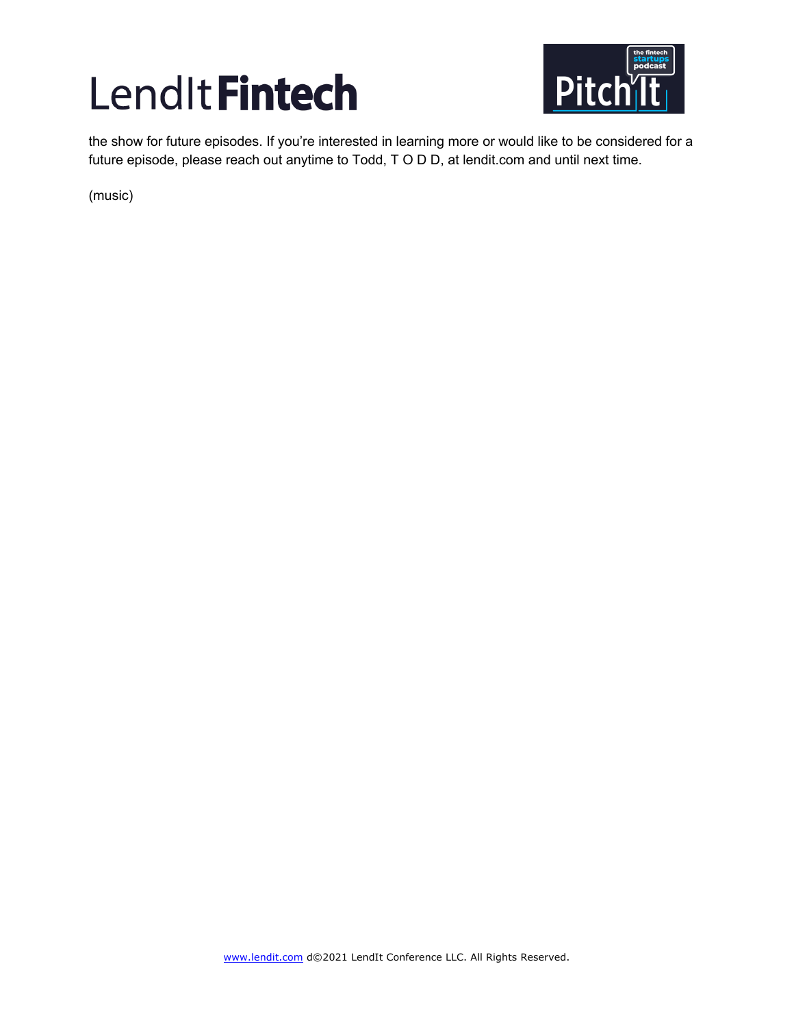the show for future episodes. If you're interested in learning more or would like to be considered for a future episode, please reach out anytime to Todd, T O D D, at lendit.com and until next time.

(music)